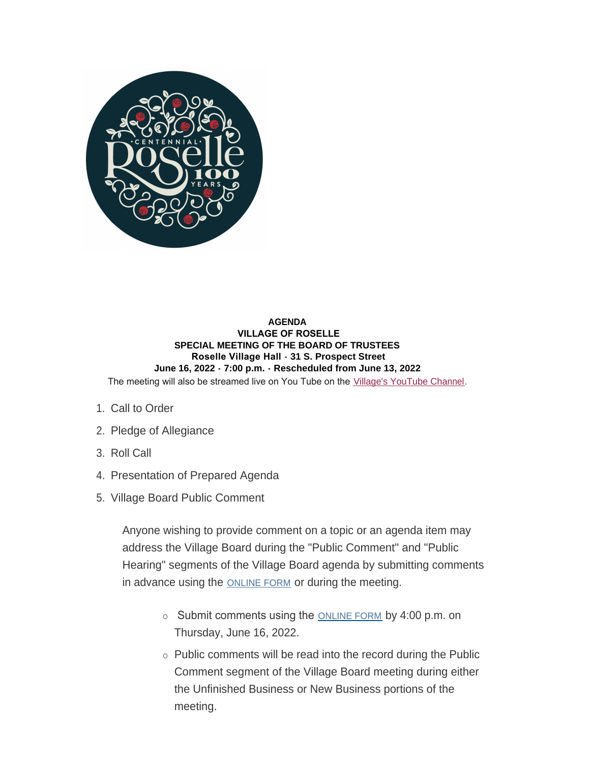**AGENDA**
**VILLAGE OF ROSELLE**
**SPECIAL MEETING OF THE BOARD OF TRUSTEES**
**Roselle Village Hall - 31 S. Prospect Street**
**June 16, 2022 - 7:00 p.m. - Rescheduled from June 13, 2022**

The meeting will also be streamed live on You Tube on the Village's YouTube Channel.

1. Call to Order
2. Pledge of Allegiance
3. Roll Call
4. Presentation of Prepared Agenda
5. Village Board Public Comment

   Anyone wishing to provide comment on a topic or an agenda item may address the Village Board during the "Public Comment" and "Public Hearing" segments of the Village Board agenda by submitting comments in advance using the ONLINE FORM or during the meeting.

   - Submit comments using the ONLINE FORM by 4:00 p.m. on Thursday, June 16, 2022.
   - Public comments will be read into the record during the Public Comment segment of the Village Board meeting during either the Unfinished Business or New Business portions of the meeting.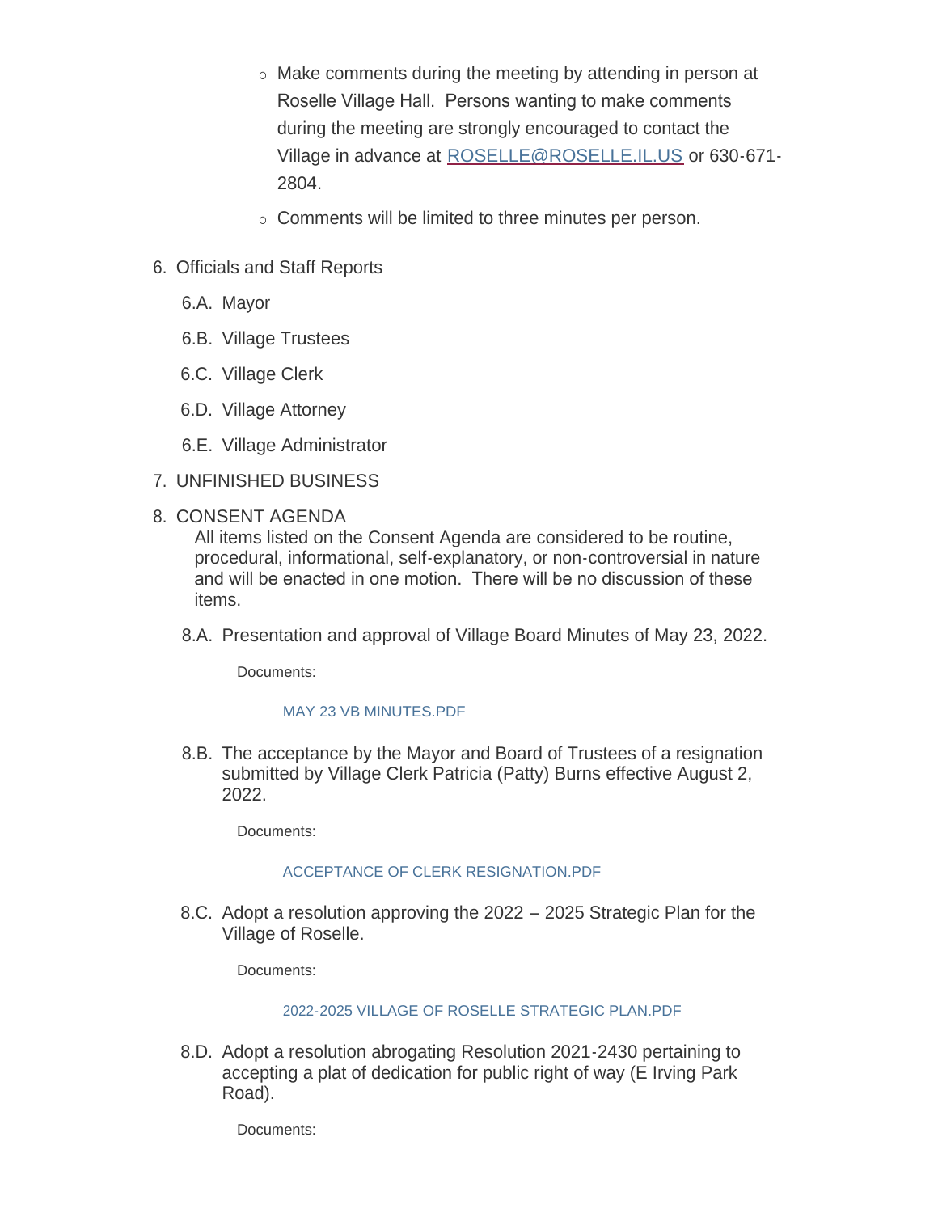- Make comments during the meeting by attending in person at Roselle Village Hall. Persons wanting to make comments during the meeting are strongly encouraged to contact the Village in advance at ROSELLE@ROSELLE.IL.US or 630-671-2804.
- Comments will be limited to three minutes per person.

6. Officials and Staff Reports

   6.A. Mayor

   6.B. Village Trustees

   6.C. Village Clerk

   6.D. Village Attorney

   6.E. Village Administrator

7. UNFINISHED BUSINESS

8. CONSENT AGENDA

   All items listed on the Consent Agenda are considered to be routine, procedural, informational, self-explanatory, or non-controversial in nature and will be enacted in one motion. There will be no discussion of these items.

   8.A. Presentation and approval of Village Board Minutes of May 23, 2022.

   Documents:

   MAY 23 VB MINUTES.PDF

   8.B. The acceptance by the Mayor and Board of Trustees of a resignation submitted by Village Clerk Patricia (Patty) Burns effective August 2, 2022.

   Documents:

   ACCEPTANCE OF CLERK RESIGNATION.PDF

   8.C. Adopt a resolution approving the 2022 – 2025 Strategic Plan for the Village of Roselle.

   Documents:

   2022-2025 VILLAGE OF ROSELLE STRATEGIC PLAN.PDF

   8.D. Adopt a resolution abrogating Resolution 2021-2430 pertaining to accepting a plat of dedication for public right of way (E Irving Park Road).

   Documents: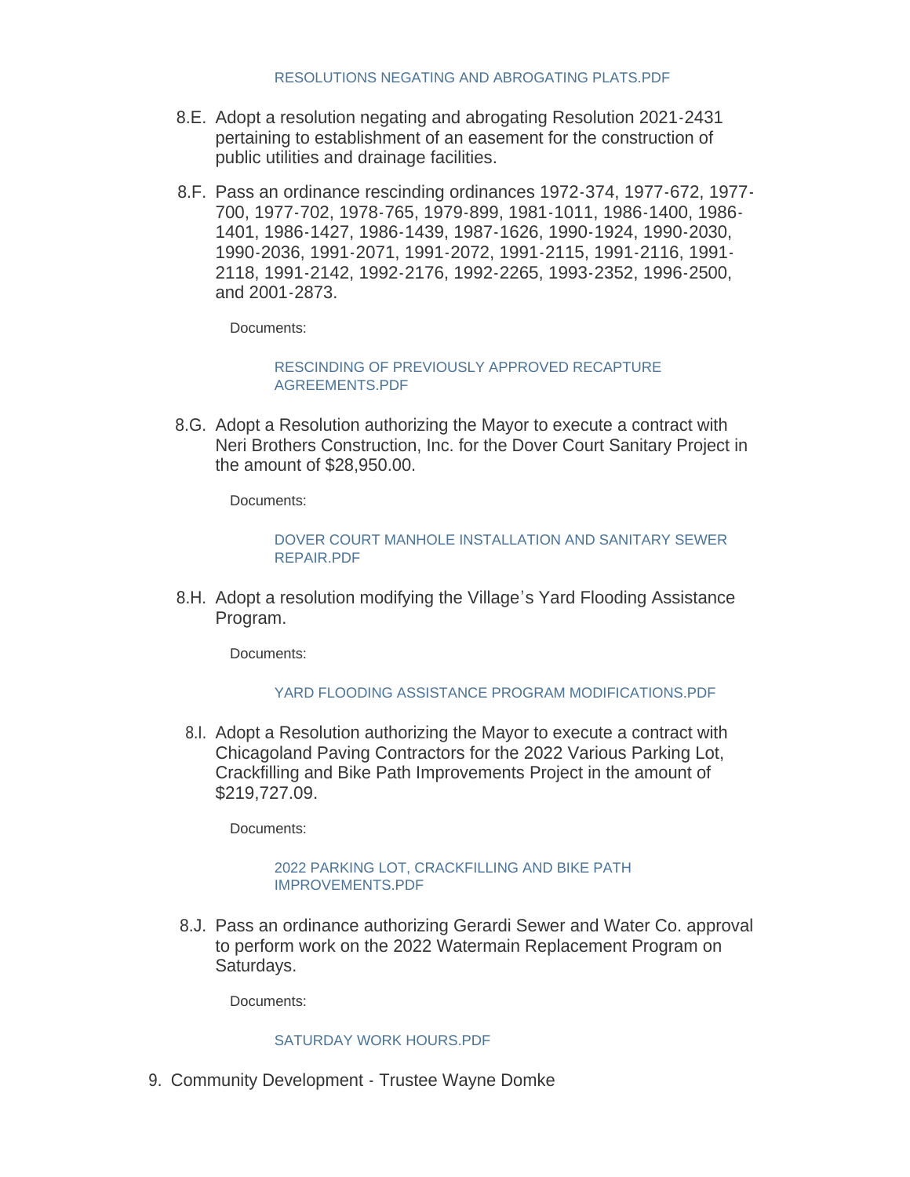RESOLUTIONS NEGATING AND ABROGATING PLATS.PDF

8.E. Adopt a resolution negating and abrogating Resolution 2021-2431 pertaining to establishment of an easement for the construction of public utilities and drainage facilities.

8.F. Pass an ordinance rescinding ordinances 1972-374, 1977-672, 1977-700, 1977-702, 1978-765, 1979-899, 1981-1011, 1986-1400, 1986-1401, 1986-1427, 1986-1439, 1987-1626, 1990-1924, 1990-2030, 1990-2036, 1991-2071, 1991-2072, 1991-2115, 1991-2116, 1991-2118, 1991-2142, 1992-2176, 1992-2265, 1993-2352, 1996-2500, and 2001-2873.

Documents:

RESCINDING OF PREVIOUSLY APPROVED RECAPTURE AGREEMENTS.PDF

8.G. Adopt a Resolution authorizing the Mayor to execute a contract with Neri Brothers Construction, Inc. for the Dover Court Sanitary Project in the amount of $28,950.00.

Documents:

DOVER COURT MANHOLE INSTALLATION AND SANITARY SEWER REPAIR.PDF

8.H. Adopt a resolution modifying the Village's Yard Flooding Assistance Program.

Documents:

YARD FLOODING ASSISTANCE PROGRAM MODIFICATIONS.PDF

8.I. Adopt a Resolution authorizing the Mayor to execute a contract with Chicagoland Paving Contractors for the 2022 Various Parking Lot, Crackfilling and Bike Path Improvements Project in the amount of $219,727.09.

Documents:

2022 PARKING LOT, CRACKFILLING AND BIKE PATH IMPROVEMENTS.PDF

8.J. Pass an ordinance authorizing Gerardi Sewer and Water Co. approval to perform work on the 2022 Watermain Replacement Program on Saturdays.

Documents:

SATURDAY WORK HOURS.PDF

9. Community Development - Trustee Wayne Domke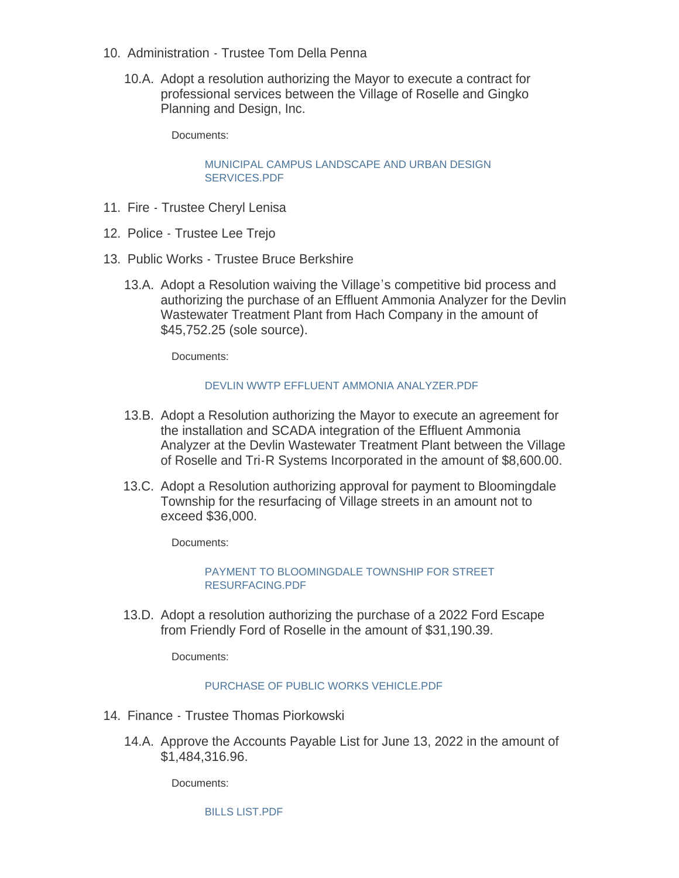10. Administration - Trustee Tom Della Penna

    10.A. Adopt a resolution authorizing the Mayor to execute a contract for professional services between the Village of Roselle and Gingko Planning and Design, Inc.

    Documents:

    MUNICIPAL CAMPUS LANDSCAPE AND URBAN DESIGN SERVICES.PDF

11. Fire - Trustee Cheryl Lenisa

12. Police - Trustee Lee Trejo

13. Public Works - Trustee Bruce Berkshire

    13.A. Adopt a Resolution waiving the Village's competitive bid process and authorizing the purchase of an Effluent Ammonia Analyzer for the Devlin Wastewater Treatment Plant from Hach Company in the amount of $45,752.25 (sole source).

    Documents:

    DEVLIN WWTP EFFLUENT AMMONIA ANALYZER.PDF

    13.B. Adopt a Resolution authorizing the Mayor to execute an agreement for the installation and SCADA integration of the Effluent Ammonia Analyzer at the Devlin Wastewater Treatment Plant between the Village of Roselle and Tri-R Systems Incorporated in the amount of $8,600.00.

    13.C. Adopt a Resolution authorizing approval for payment to Bloomingdale Township for the resurfacing of Village streets in an amount not to exceed $36,000.

    Documents:

    PAYMENT TO BLOOMINGDALE TOWNSHIP FOR STREET RESURFACING.PDF

    13.D. Adopt a resolution authorizing the purchase of a 2022 Ford Escape from Friendly Ford of Roselle in the amount of $31,190.39.

    Documents:

    PURCHASE OF PUBLIC WORKS VEHICLE.PDF

14. Finance - Trustee Thomas Piorkowski

    14.A. Approve the Accounts Payable List for June 13, 2022 in the amount of $1,484,316.96.

    Documents:

    BILLS LIST.PDF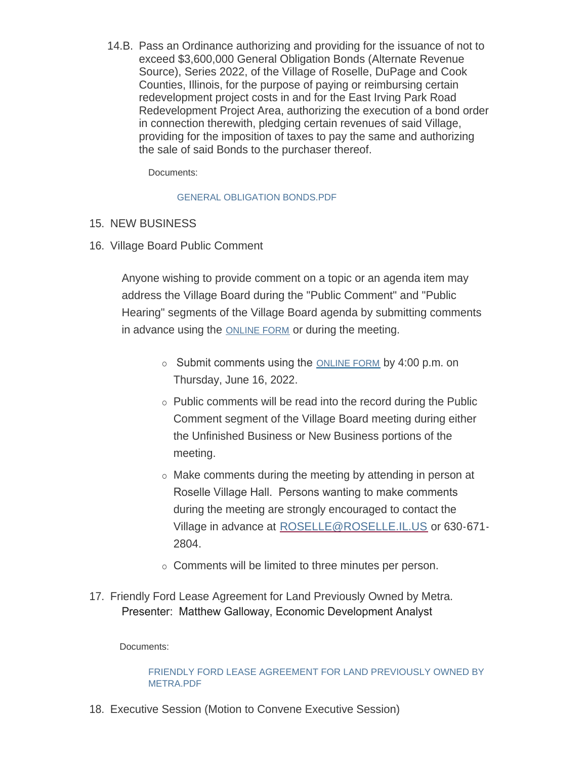14.B. Pass an Ordinance authorizing and providing for the issuance of not to exceed $3,600,000 General Obligation Bonds (Alternate Revenue Source), Series 2022, of the Village of Roselle, DuPage and Cook Counties, Illinois, for the purpose of paying or reimbursing certain redevelopment project costs in and for the East Irving Park Road Redevelopment Project Area, authorizing the execution of a bond order in connection therewith, pledging certain revenues of said Village, providing for the imposition of taxes to pay the same and authorizing the sale of said Bonds to the purchaser thereof.

Documents:

GENERAL OBLIGATION BONDS.PDF

15. NEW BUSINESS

16. Village Board Public Comment

Anyone wishing to provide comment on a topic or an agenda item may address the Village Board during the "Public Comment" and "Public Hearing" segments of the Village Board agenda by submitting comments in advance using the ONLINE FORM or during the meeting.

- Submit comments using the ONLINE FORM by 4:00 p.m. on Thursday, June 16, 2022.
- Public comments will be read into the record during the Public Comment segment of the Village Board meeting during either the Unfinished Business or New Business portions of the meeting.
- Make comments during the meeting by attending in person at Roselle Village Hall. Persons wanting to make comments during the meeting are strongly encouraged to contact the Village in advance at ROSELLE@ROSELLE.IL.US or 630-671-2804.
- Comments will be limited to three minutes per person.

17. Friendly Ford Lease Agreement for Land Previously Owned by Metra.
Presenter: Matthew Galloway, Economic Development Analyst

Documents:

FRIENDLY FORD LEASE AGREEMENT FOR LAND PREVIOUSLY OWNED BY METRA.PDF

18. Executive Session (Motion to Convene Executive Session)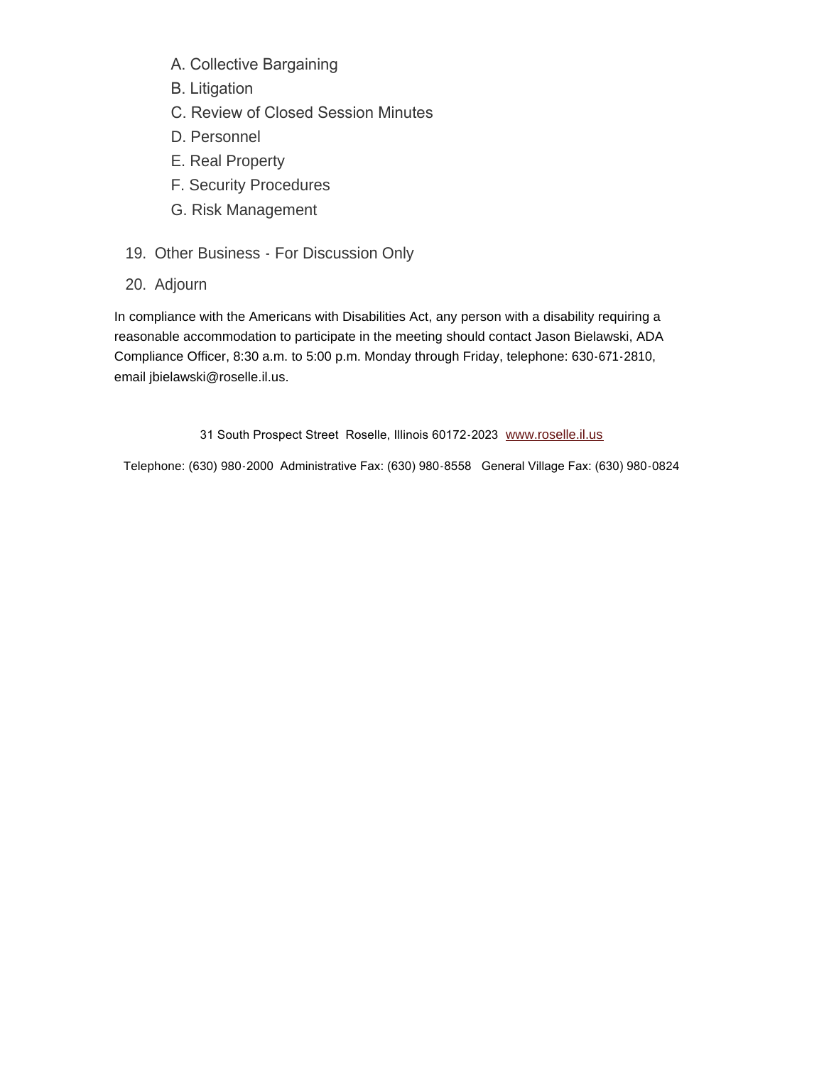A. Collective Bargaining
   B. Litigation
   C. Review of Closed Session Minutes
   D. Personnel
   E. Real Property
   F. Security Procedures
   G. Risk Management

19. Other Business - For Discussion Only

20. Adjourn

In compliance with the Americans with Disabilities Act, any person with a disability requiring a reasonable accommodation to participate in the meeting should contact Jason Bielawski, ADA Compliance Officer, 8:30 a.m. to 5:00 p.m. Monday through Friday, telephone: 630-671-2810, email jbielawski@roselle.il.us.

31 South Prospect Street Roselle, Illinois 60172-2023 www.roselle.il.us

Telephone: (630) 980-2000 Administrative Fax: (630) 980-8558 General Village Fax: (630) 980-0824